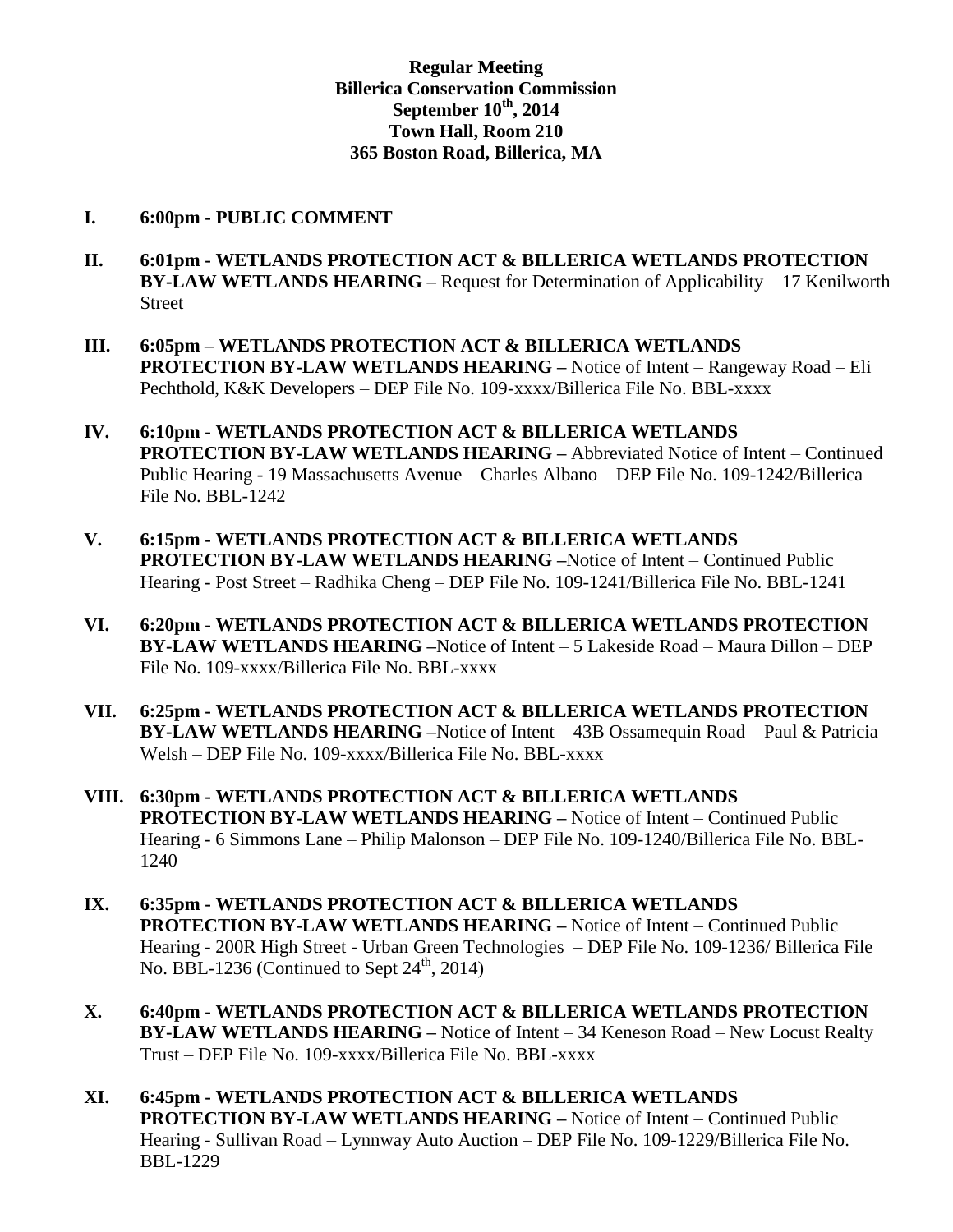**Regular Meeting**
**Billerica Conservation Commission**
**September 10th, 2014**
**Town Hall, Room 210**
**365 Boston Road, Billerica, MA**

**I. 6:00pm - PUBLIC COMMENT**

**II. 6:01pm - WETLANDS PROTECTION ACT & BILLERICA WETLANDS PROTECTION BY-LAW WETLANDS HEARING –** Request for Determination of Applicability – 17 Kenilworth Street

**III. 6:05pm – WETLANDS PROTECTION ACT & BILLERICA WETLANDS PROTECTION BY-LAW WETLANDS HEARING –** Notice of Intent – Rangeway Road – Eli Pechthold, K&K Developers – DEP File No. 109-xxxx/Billerica File No. BBL-xxxx

**IV. 6:10pm - WETLANDS PROTECTION ACT & BILLERICA WETLANDS PROTECTION BY-LAW WETLANDS HEARING –** Abbreviated Notice of Intent – Continued Public Hearing - 19 Massachusetts Avenue – Charles Albano – DEP File No. 109-1242/Billerica File No. BBL-1242

**V. 6:15pm - WETLANDS PROTECTION ACT & BILLERICA WETLANDS PROTECTION BY-LAW WETLANDS HEARING –**Notice of Intent – Continued Public Hearing - Post Street – Radhika Cheng – DEP File No. 109-1241/Billerica File No. BBL-1241

**VI. 6:20pm - WETLANDS PROTECTION ACT & BILLERICA WETLANDS PROTECTION BY-LAW WETLANDS HEARING –**Notice of Intent – 5 Lakeside Road – Maura Dillon – DEP File No. 109-xxxx/Billerica File No. BBL-xxxx

**VII. 6:25pm - WETLANDS PROTECTION ACT & BILLERICA WETLANDS PROTECTION BY-LAW WETLANDS HEARING –**Notice of Intent – 43B Ossamequin Road – Paul & Patricia Welsh – DEP File No. 109-xxxx/Billerica File No. BBL-xxxx

**VIII. 6:30pm - WETLANDS PROTECTION ACT & BILLERICA WETLANDS PROTECTION BY-LAW WETLANDS HEARING –** Notice of Intent – Continued Public Hearing - 6 Simmons Lane – Philip Malonson – DEP File No. 109-1240/Billerica File No. BBL-1240

**IX. 6:35pm - WETLANDS PROTECTION ACT & BILLERICA WETLANDS PROTECTION BY-LAW WETLANDS HEARING –** Notice of Intent – Continued Public Hearing - 200R High Street - Urban Green Technologies – DEP File No. 109-1236/ Billerica File No. BBL-1236 (Continued to Sept 24th, 2014)

**X. 6:40pm - WETLANDS PROTECTION ACT & BILLERICA WETLANDS PROTECTION BY-LAW WETLANDS HEARING –** Notice of Intent – 34 Keneson Road – New Locust Realty Trust – DEP File No. 109-xxxx/Billerica File No. BBL-xxxx

**XI. 6:45pm - WETLANDS PROTECTION ACT & BILLERICA WETLANDS PROTECTION BY-LAW WETLANDS HEARING –** Notice of Intent – Continued Public Hearing - Sullivan Road – Lynnway Auto Auction – DEP File No. 109-1229/Billerica File No. BBL-1229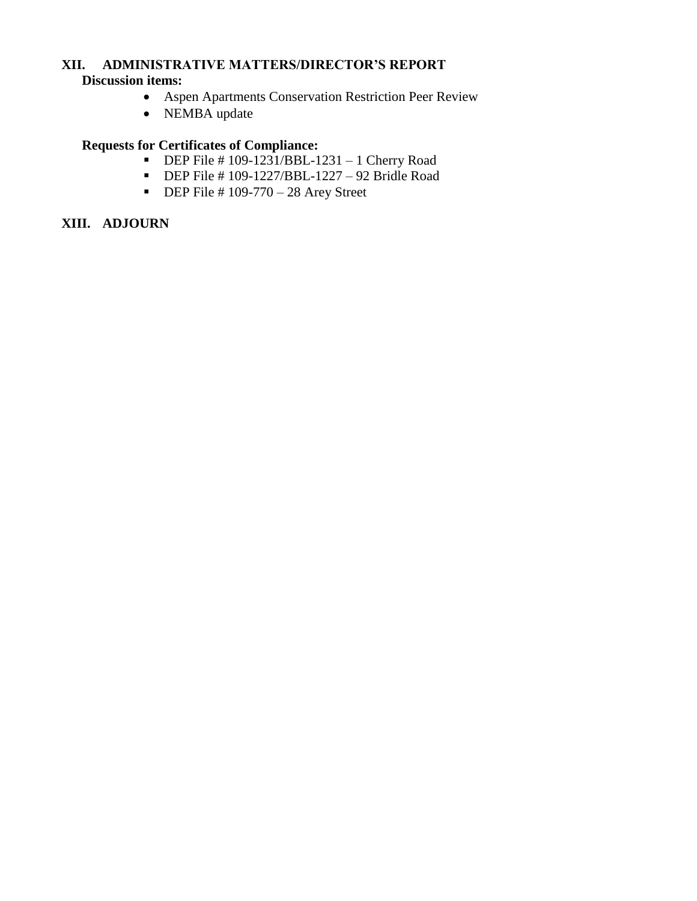## XII. ADMINISTRATIVE MATTERS/DIRECTOR'S REPORT

**Discussion items:**

- Aspen Apartments Conservation Restriction Peer Review
- NEMBA update

**Requests for Certificates of Compliance:**

- DEP File # 109-1231/BBL-1231 – 1 Cherry Road
- DEP File # 109-1227/BBL-1227 – 92 Bridle Road
- DEP File # 109-770 – 28 Arey Street

## XIII. ADJOURN